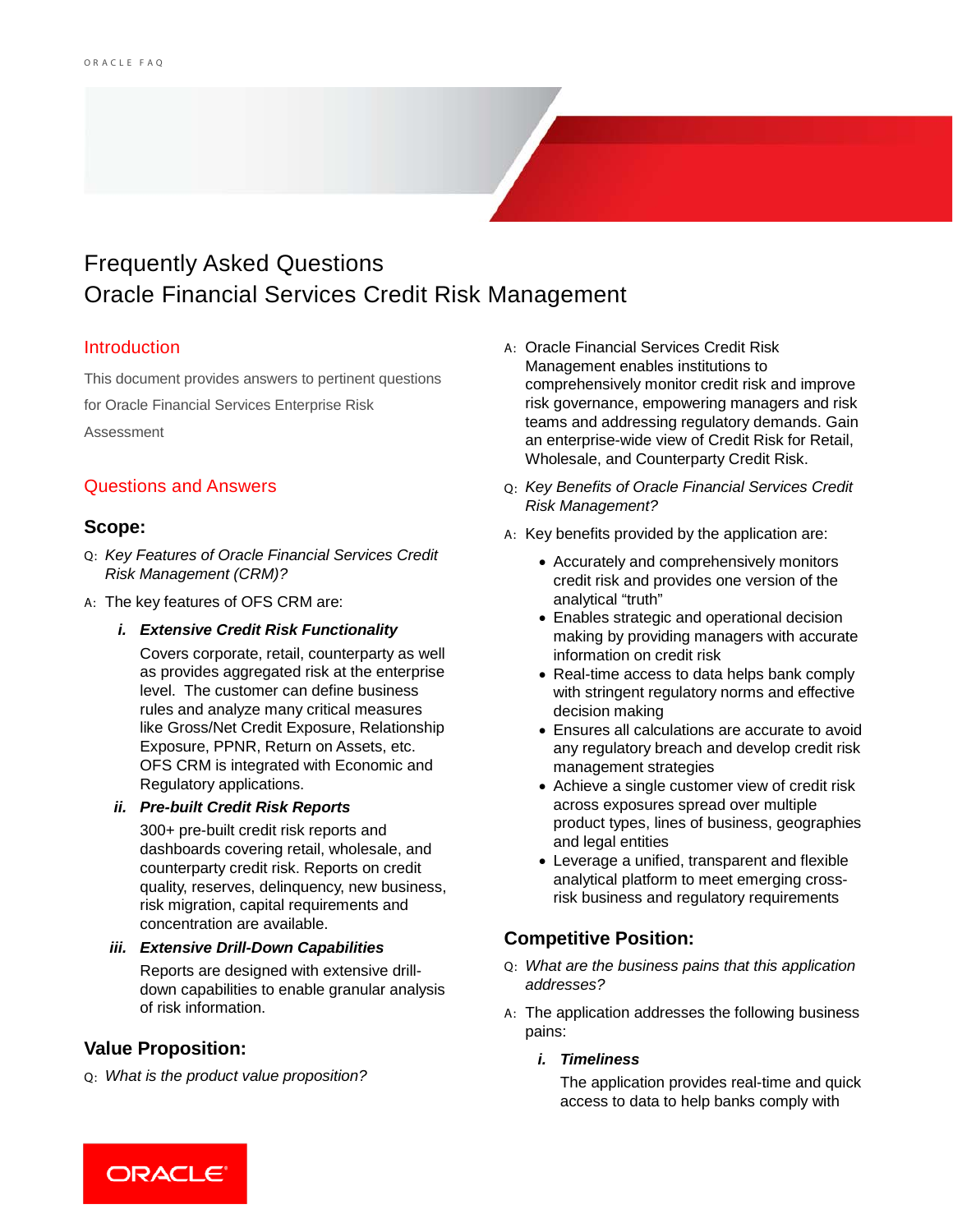# Frequently Asked Questions
# Oracle Financial Services Credit Risk Management

## Introduction

This document provides answers to pertinent questions for Oracle Financial Services Enterprise Risk Assessment

## Questions and Answers

### Scope:

Q: *Key Features of Oracle Financial Services Credit Risk Management (CRM)?*

A: The key features of OFS CRM are:

i. ***Extensive Credit Risk Functionality***

   Covers corporate, retail, counterparty as well as provides aggregated risk at the enterprise level. The customer can define business rules and analyze many critical measures like Gross/Net Credit Exposure, Relationship Exposure, PPNR, Return on Assets, etc. OFS CRM is integrated with Economic and Regulatory applications.

ii. ***Pre-built Credit Risk Reports***

   300+ pre-built credit risk reports and dashboards covering retail, wholesale, and counterparty credit risk. Reports on credit quality, reserves, delinquency, new business, risk migration, capital requirements and concentration are available.

iii. ***Extensive Drill-Down Capabilities***

   Reports are designed with extensive drill-down capabilities to enable granular analysis of risk information.

### Value Proposition:

Q: *What is the product value proposition?*

A: Oracle Financial Services Credit Risk Management enables institutions to comprehensively monitor credit risk and improve risk governance, empowering managers and risk teams and addressing regulatory demands. Gain an enterprise-wide view of Credit Risk for Retail, Wholesale, and Counterparty Credit Risk.

Q: *Key Benefits of Oracle Financial Services Credit Risk Management?*

A: Key benefits provided by the application are:

- Accurately and comprehensively monitors credit risk and provides one version of the analytical "truth"
- Enables strategic and operational decision making by providing managers with accurate information on credit risk
- Real-time access to data helps bank comply with stringent regulatory norms and effective decision making
- Ensures all calculations are accurate to avoid any regulatory breach and develop credit risk management strategies
- Achieve a single customer view of credit risk across exposures spread over multiple product types, lines of business, geographies and legal entities
- Leverage a unified, transparent and flexible analytical platform to meet emerging cross-risk business and regulatory requirements

### Competitive Position:

Q: *What are the business pains that this application addresses?*

A: The application addresses the following business pains:

i. ***Timeliness***

   The application provides real-time and quick access to data to help banks comply with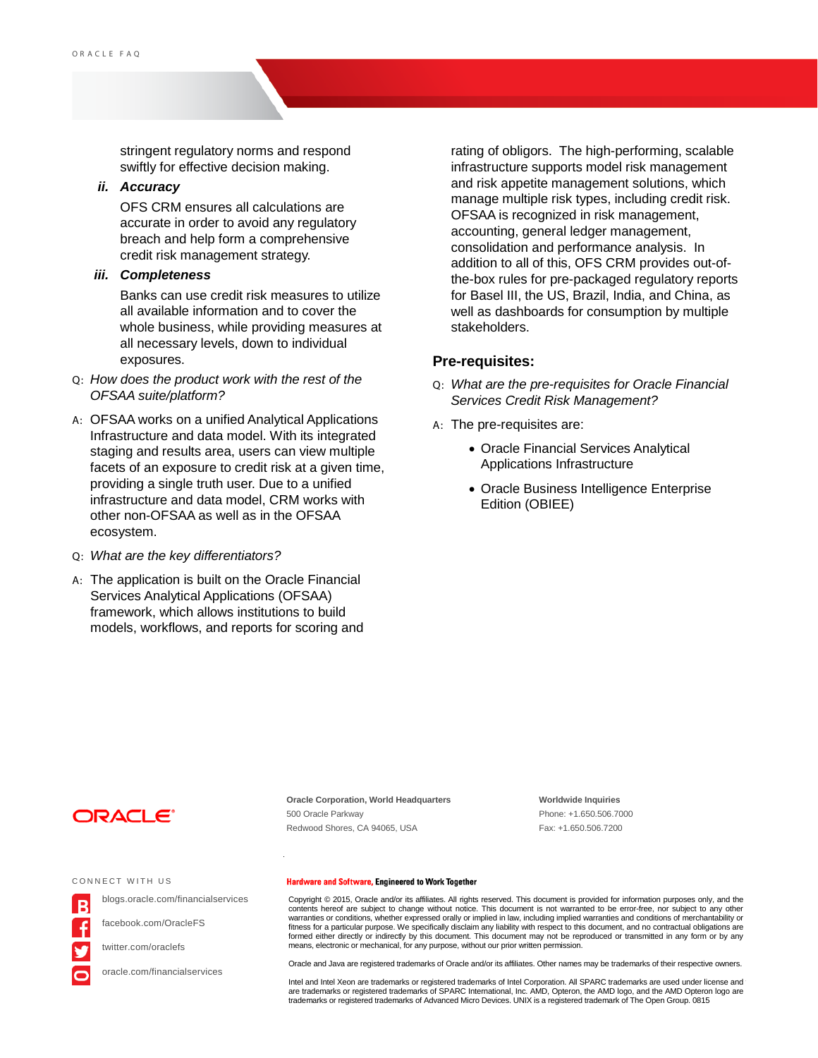stringent regulatory norms and respond swiftly for effective decision making.

***ii. Accuracy***

OFS CRM ensures all calculations are accurate in order to avoid any regulatory breach and help form a comprehensive credit risk management strategy.

***iii. Completeness***

Banks can use credit risk measures to utilize all available information and to cover the whole business, while providing measures at all necessary levels, down to individual exposures.

Q: *How does the product work with the rest of the OFSAA suite/platform?*

A: OFSAA works on a unified Analytical Applications Infrastructure and data model. With its integrated staging and results area, users can view multiple facets of an exposure to credit risk at a given time, providing a single truth user. Due to a unified infrastructure and data model, CRM works with other non-OFSAA as well as in the OFSAA ecosystem.

Q: *What are the key differentiators?*

A: The application is built on the Oracle Financial Services Analytical Applications (OFSAA) framework, which allows institutions to build models, workflows, and reports for scoring and rating of obligors. The high-performing, scalable infrastructure supports model risk management and risk appetite management solutions, which manage multiple risk types, including credit risk. OFSAA is recognized in risk management, accounting, general ledger management, consolidation and performance analysis. In addition to all of this, OFS CRM provides out-of-the-box rules for pre-packaged regulatory reports for Basel III, the US, Brazil, India, and China, as well as dashboards for consumption by multiple stakeholders.

## Pre-requisites:

Q: *What are the pre-requisites for Oracle Financial Services Credit Risk Management?*

A: The pre-requisites are:

- Oracle Financial Services Analytical Applications Infrastructure
- Oracle Business Intelligence Enterprise Edition (OBIEE)

ORACLE

**Oracle Corporation, World Headquarters**
500 Oracle Parkway
Redwood Shores, CA 94065, USA

**Worldwide Inquiries**
Phone: +1.650.506.7000
Fax: +1.650.506.7200

CONNECT WITH US

blogs.oracle.com/financialservices
facebook.com/OracleFS
twitter.com/oraclefs
oracle.com/financialservices

**Hardware and Software, Engineered to Work Together**

Copyright © 2015, Oracle and/or its affiliates. All rights reserved. This document is provided for information purposes only, and the contents hereof are subject to change without notice. This document is not warranted to be error-free, nor subject to any other warranties or conditions, whether expressed orally or implied in law, including implied warranties and conditions of merchantability or fitness for a particular purpose. We specifically disclaim any liability with respect to this document, and no contractual obligations are formed either directly or indirectly by this document. This document may not be reproduced or transmitted in any form or by any means, electronic or mechanical, for any purpose, without our prior written permission.

Oracle and Java are registered trademarks of Oracle and/or its affiliates. Other names may be trademarks of their respective owners.

Intel and Intel Xeon are trademarks or registered trademarks of Intel Corporation. All SPARC trademarks are used under license and are trademarks or registered trademarks of SPARC International, Inc. AMD, Opteron, the AMD logo, and the AMD Opteron logo are trademarks or registered trademarks of Advanced Micro Devices. UNIX is a registered trademark of The Open Group. 0815